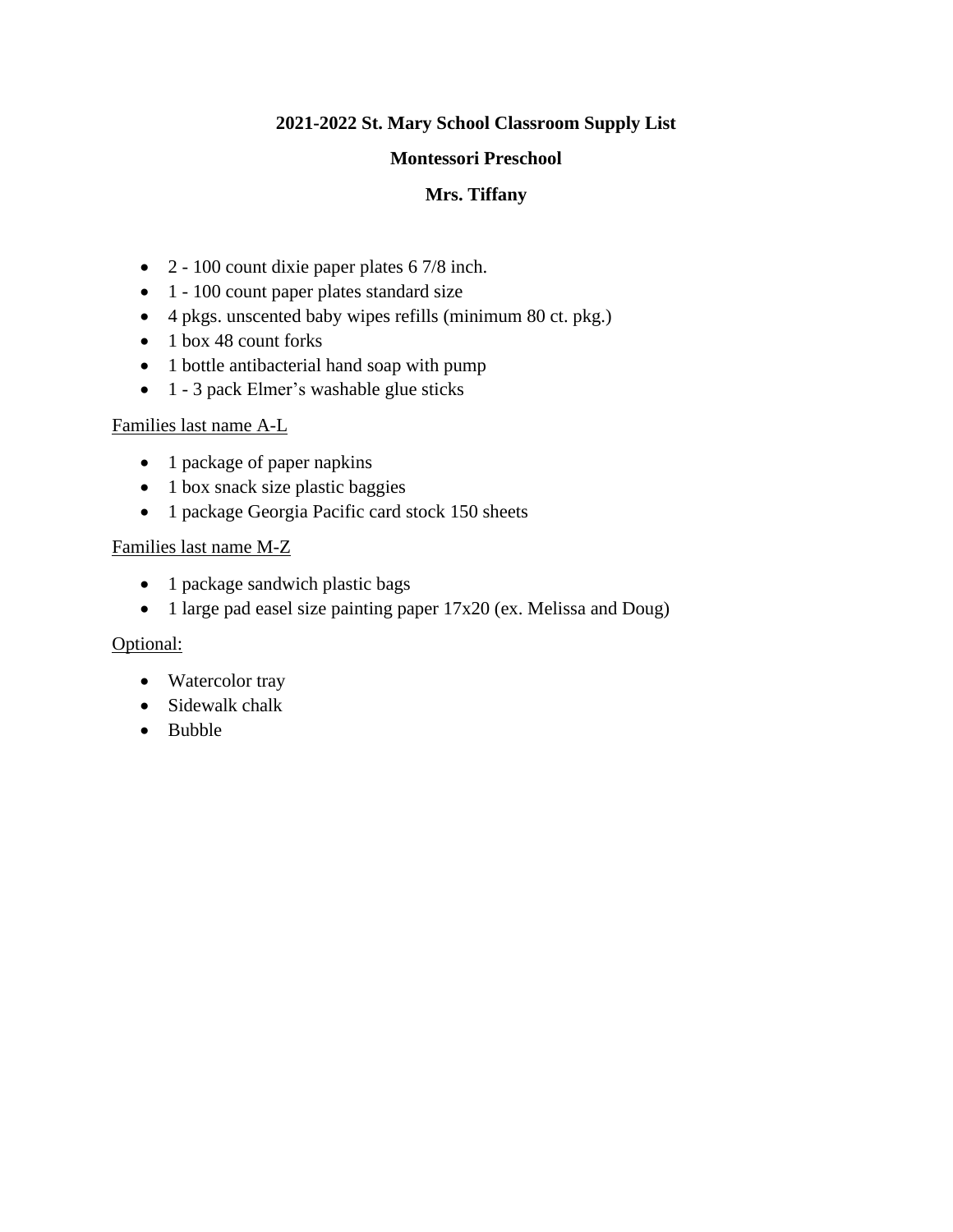**2021-2022 St. Mary School Classroom Supply List**

**Montessori Preschool**

**Mrs. Tiffany**

- 2 - 100 count dixie paper plates 6 7/8 inch.
- 1 - 100 count paper plates standard size
- 4 pkgs. unscented baby wipes refills (minimum 80 ct. pkg.)
- 1 box 48 count forks
- 1 bottle antibacterial hand soap with pump
- 1 - 3 pack Elmer's washable glue sticks

<u>Families last name A-L</u>

- 1 package of paper napkins
- 1 box snack size plastic baggies
- 1 package Georgia Pacific card stock 150 sheets

<u>Families last name M-Z</u>

- 1 package sandwich plastic bags
- 1 large pad easel size painting paper 17x20 (ex. Melissa and Doug)

<u>Optional:</u>

- Watercolor tray
- Sidewalk chalk
- Bubble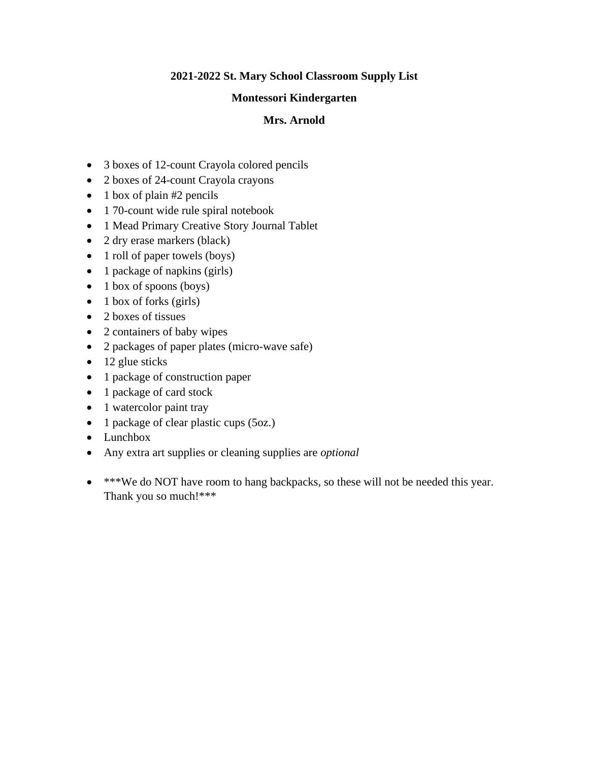**2021-2022 St. Mary School Classroom Supply List**

**Montessori Kindergarten**

**Mrs. Arnold**

- 3 boxes of 12-count Crayola colored pencils
- 2 boxes of 24-count Crayola crayons
- 1 box of plain #2 pencils
- 1 70-count wide rule spiral notebook
- 1 Mead Primary Creative Story Journal Tablet
- 2 dry erase markers (black)
- 1 roll of paper towels (boys)
- 1 package of napkins (girls)
- 1 box of spoons (boys)
- 1 box of forks (girls)
- 2 boxes of tissues
- 2 containers of baby wipes
- 2 packages of paper plates (micro-wave safe)
- 12 glue sticks
- 1 package of construction paper
- 1 package of card stock
- 1 watercolor paint tray
- 1 package of clear plastic cups (5oz.)
- Lunchbox
- Any extra art supplies or cleaning supplies are *optional*

- ***We do NOT have room to hang backpacks, so these will not be needed this year. Thank you so much!***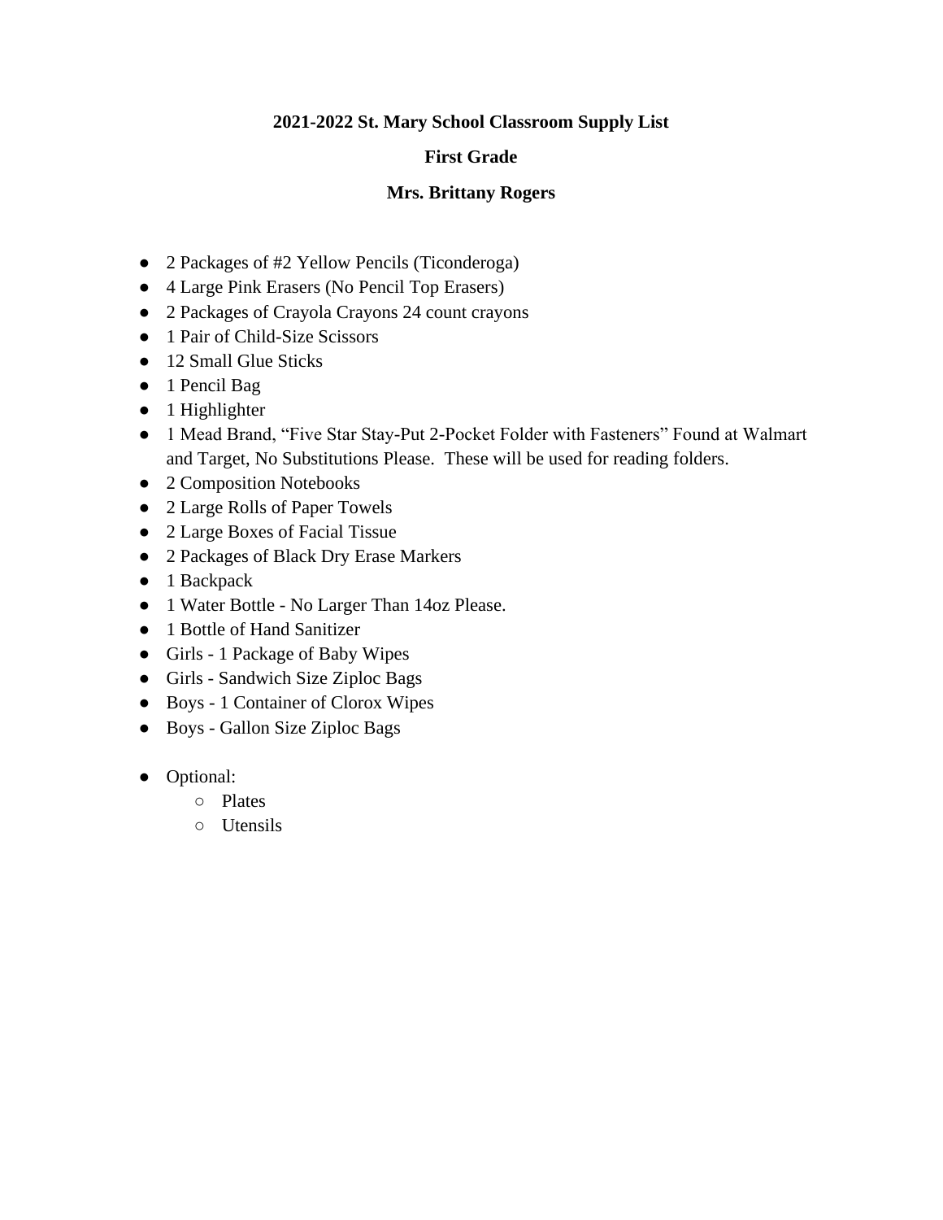**2021-2022 St. Mary School Classroom Supply List**

**First Grade**

**Mrs. Brittany Rogers**

- 2 Packages of #2 Yellow Pencils (Ticonderoga)
- 4 Large Pink Erasers (No Pencil Top Erasers)
- 2 Packages of Crayola Crayons 24 count crayons
- 1 Pair of Child-Size Scissors
- 12 Small Glue Sticks
- 1 Pencil Bag
- 1 Highlighter
- 1 Mead Brand, "Five Star Stay-Put 2-Pocket Folder with Fasteners" Found at Walmart and Target, No Substitutions Please. These will be used for reading folders.
- 2 Composition Notebooks
- 2 Large Rolls of Paper Towels
- 2 Large Boxes of Facial Tissue
- 2 Packages of Black Dry Erase Markers
- 1 Backpack
- 1 Water Bottle - No Larger Than 14oz Please.
- 1 Bottle of Hand Sanitizer
- Girls - 1 Package of Baby Wipes
- Girls - Sandwich Size Ziploc Bags
- Boys - 1 Container of Clorox Wipes
- Boys - Gallon Size Ziploc Bags

- Optional:
  - Plates
  - Utensils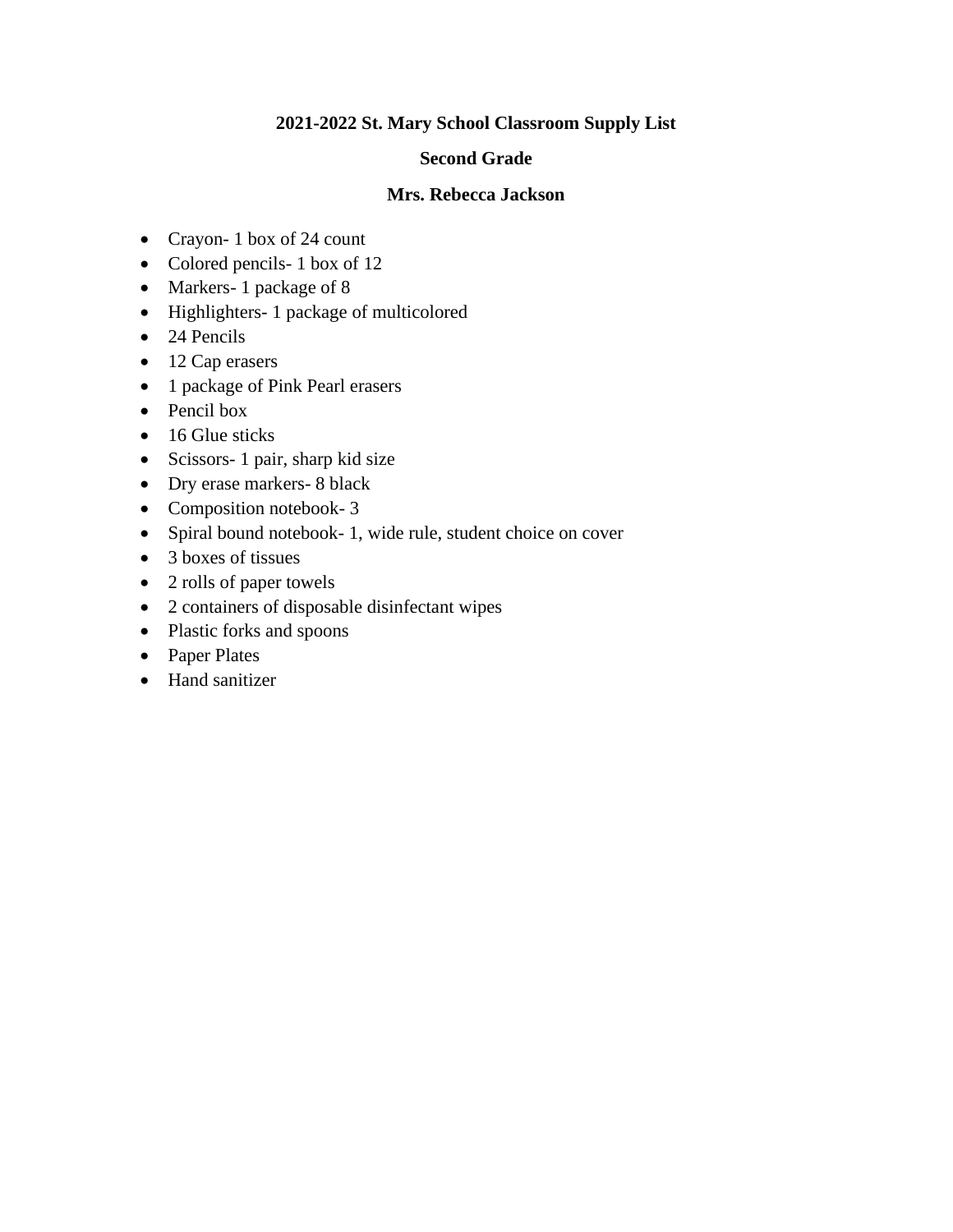**2021-2022 St. Mary School Classroom Supply List**

**Second Grade**

**Mrs. Rebecca Jackson**

- Crayon- 1 box of 24 count
- Colored pencils- 1 box of 12
- Markers- 1 package of 8
- Highlighters- 1 package of multicolored
- 24 Pencils
- 12 Cap erasers
- 1 package of Pink Pearl erasers
- Pencil box
- 16 Glue sticks
- Scissors- 1 pair, sharp kid size
- Dry erase markers- 8 black
- Composition notebook- 3
- Spiral bound notebook- 1, wide rule, student choice on cover
- 3 boxes of tissues
- 2 rolls of paper towels
- 2 containers of disposable disinfectant wipes
- Plastic forks and spoons
- Paper Plates
- Hand sanitizer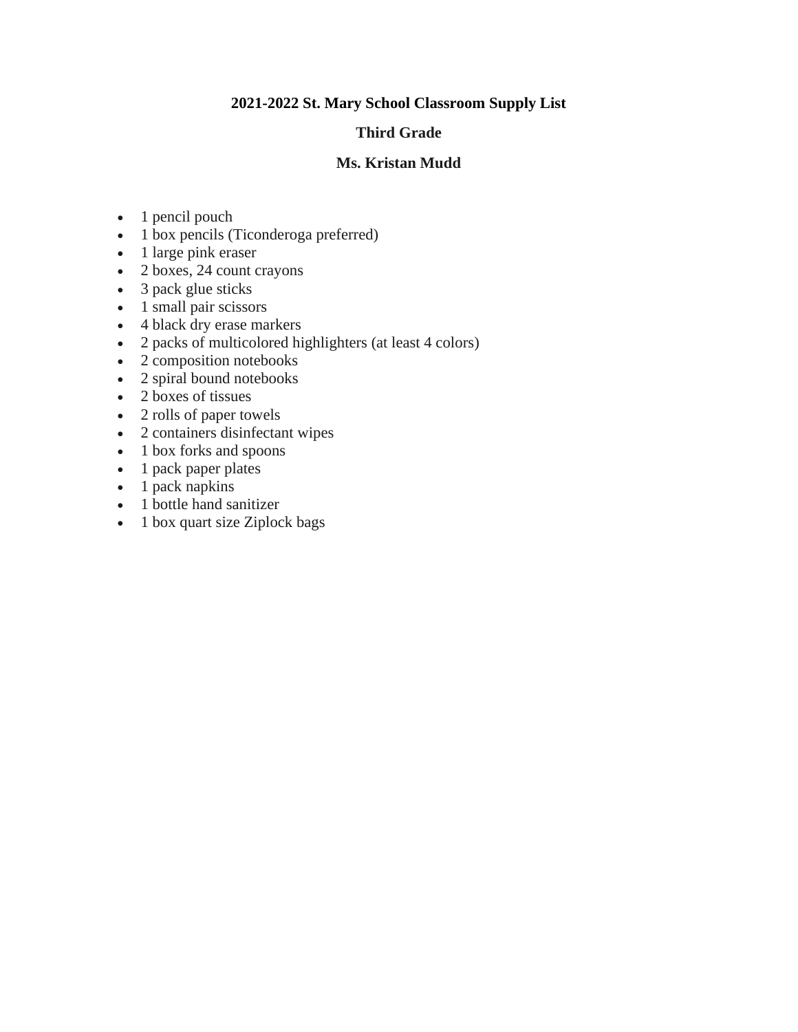**2021-2022 St. Mary School Classroom Supply List**

**Third Grade**

**Ms. Kristan Mudd**

- 1 pencil pouch
- 1 box pencils (Ticonderoga preferred)
- 1 large pink eraser
- 2 boxes, 24 count crayons
- 3 pack glue sticks
- 1 small pair scissors
- 4 black dry erase markers
- 2 packs of multicolored highlighters (at least 4 colors)
- 2 composition notebooks
- 2 spiral bound notebooks
- 2 boxes of tissues
- 2 rolls of paper towels
- 2 containers disinfectant wipes
- 1 box forks and spoons
- 1 pack paper plates
- 1 pack napkins
- 1 bottle hand sanitizer
- 1 box quart size Ziplock bags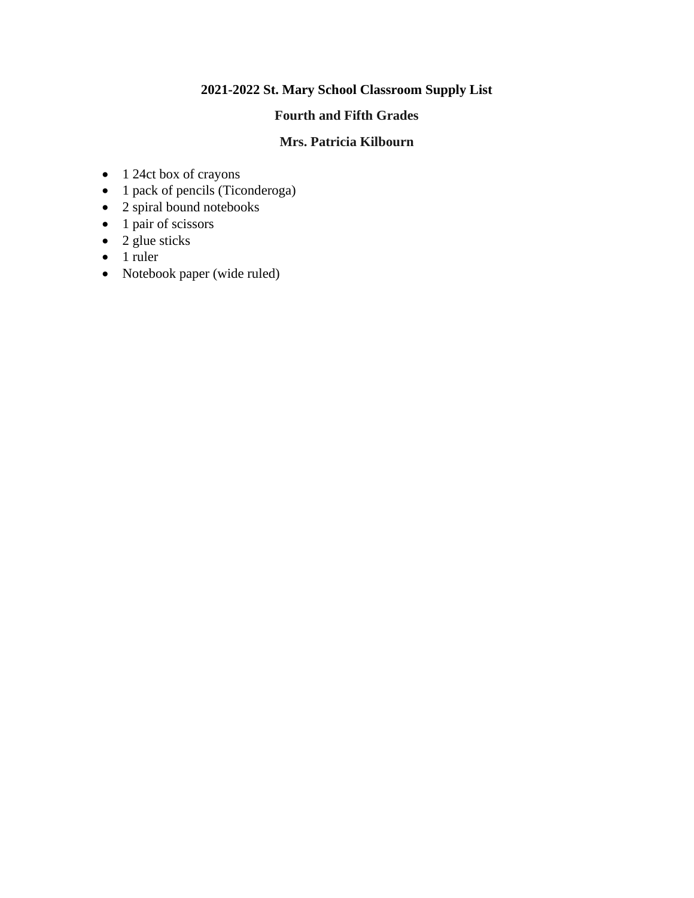**2021-2022 St. Mary School Classroom Supply List**

**Fourth and Fifth Grades**

**Mrs. Patricia Kilbourn**

- 1 24ct box of crayons
- 1 pack of pencils (Ticonderoga)
- 2 spiral bound notebooks
- 1 pair of scissors
- 2 glue sticks
- 1 ruler
- Notebook paper (wide ruled)